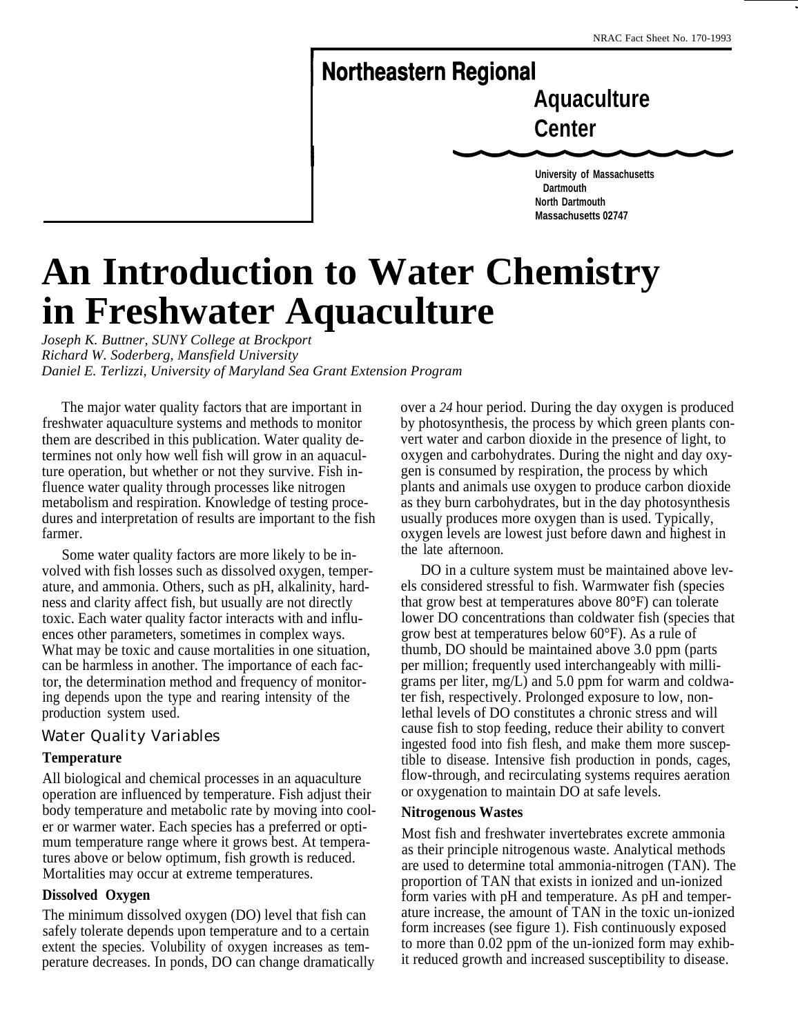NRAC Fact Sheet No. 170-1993

**Northeastern Regional Aquaculture Center**

University of Massachusetts Dartmouth
North Dartmouth
Massachusetts 02747

# An Introduction to Water Chemistry in Freshwater Aquaculture

*Joseph K. Buttner, SUNY College at Brockport*
*Richard W. Soderberg, Mansfield University*
*Daniel E. Terlizzi, University of Maryland Sea Grant Extension Program*

The major water quality factors that are important in freshwater aquaculture systems and methods to monitor them are described in this publication. Water quality determines not only how well fish will grow in an aquaculture operation, but whether or not they survive. Fish influence water quality through processes like nitrogen metabolism and respiration. Knowledge of testing procedures and interpretation of results are important to the fish farmer.

Some water quality factors are more likely to be involved with fish losses such as dissolved oxygen, temperature, and ammonia. Others, such as pH, alkalinity, hardness and clarity affect fish, but usually are not directly toxic. Each water quality factor interacts with and influences other parameters, sometimes in complex ways. What may be toxic and cause mortalities in one situation, can be harmless in another. The importance of each factor, the determination method and frequency of monitoring depends upon the type and rearing intensity of the production system used.

## Water Quality Variables

### Temperature

All biological and chemical processes in an aquaculture operation are influenced by temperature. Fish adjust their body temperature and metabolic rate by moving into cooler or warmer water. Each species has a preferred or optimum temperature range where it grows best. At temperatures above or below optimum, fish growth is reduced. Mortalities may occur at extreme temperatures.

### Dissolved Oxygen

The minimum dissolved oxygen (DO) level that fish can safely tolerate depends upon temperature and to a certain extent the species. Volubility of oxygen increases as temperature decreases. In ponds, DO can change dramatically over a *24* hour period. During the day oxygen is produced by photosynthesis, the process by which green plants convert water and carbon dioxide in the presence of light, to oxygen and carbohydrates. During the night and day oxygen is consumed by respiration, the process by which plants and animals use oxygen to produce carbon dioxide as they burn carbohydrates, but in the day photosynthesis usually produces more oxygen than is used. Typically, oxygen levels are lowest just before dawn and highest in the late afternoon.

DO in a culture system must be maintained above levels considered stressful to fish. Warmwater fish (species that grow best at temperatures above 80°F) can tolerate lower DO concentrations than coldwater fish (species that grow best at temperatures below 60°F). As a rule of thumb, DO should be maintained above 3.0 ppm (parts per million; frequently used interchangeably with milligrams per liter, mg/L) and 5.0 ppm for warm and coldwater fish, respectively. Prolonged exposure to low, nonlethal levels of DO constitutes a chronic stress and will cause fish to stop feeding, reduce their ability to convert ingested food into fish flesh, and make them more susceptible to disease. Intensive fish production in ponds, cages, flow-through, and recirculating systems requires aeration or oxygenation to maintain DO at safe levels.

### Nitrogenous Wastes

Most fish and freshwater invertebrates excrete ammonia as their principle nitrogenous waste. Analytical methods are used to determine total ammonia-nitrogen (TAN). The proportion of TAN that exists in ionized and un-ionized form varies with pH and temperature. As pH and temperature increase, the amount of TAN in the toxic un-ionized form increases (see figure 1). Fish continuously exposed to more than 0.02 ppm of the un-ionized form may exhibit reduced growth and increased susceptibility to disease.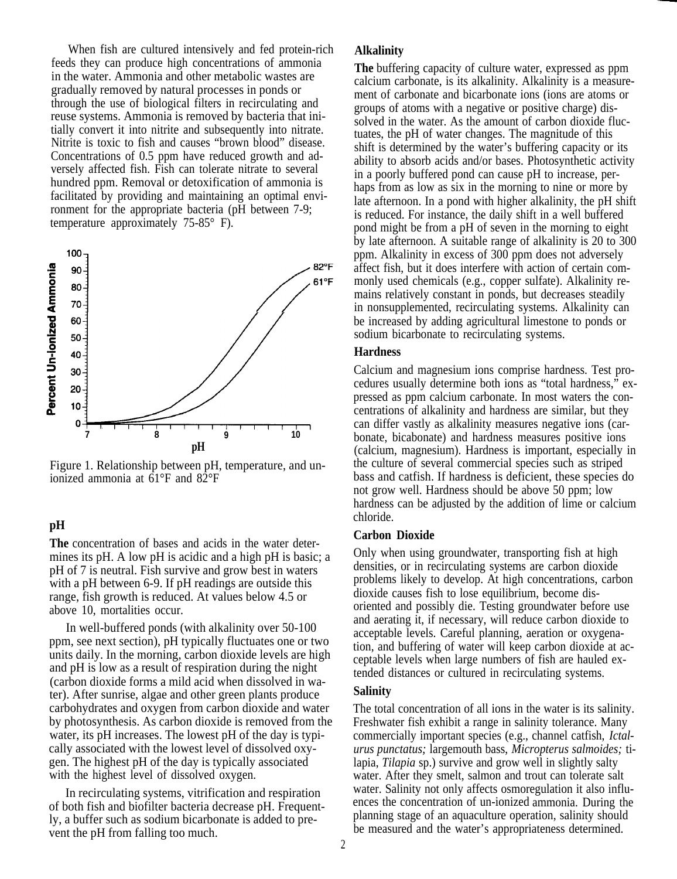When fish are cultured intensively and fed protein-rich feeds they can produce high concentrations of ammonia in the water. Ammonia and other metabolic wastes are gradually removed by natural processes in ponds or through the use of biological filters in recirculating and reuse systems. Ammonia is removed by bacteria that initially convert it into nitrite and subsequently into nitrate. Nitrite is toxic to fish and causes "brown blood" disease. Concentrations of 0.5 ppm have reduced growth and adversely affected fish. Fish can tolerate nitrate to several hundred ppm. Removal or detoxification of ammonia is facilitated by providing and maintaining an optimal environment for the appropriate bacteria (pH between 7-9; temperature approximately 75-85° F).

Figure 1. Relationship between pH, temperature, and un-ionized ammonia at 61°F and 82°F

### pH

**The** concentration of bases and acids in the water determines its pH. A low pH is acidic and a high pH is basic; a pH of 7 is neutral. Fish survive and grow best in waters with a pH between 6-9. If pH readings are outside this range, fish growth is reduced. At values below 4.5 or above 10, mortalities occur.

In well-buffered ponds (with alkalinity over 50-100 ppm, see next section), pH typically fluctuates one or two units daily. In the morning, carbon dioxide levels are high and pH is low as a result of respiration during the night (carbon dioxide forms a mild acid when dissolved in water). After sunrise, algae and other green plants produce carbohydrates and oxygen from carbon dioxide and water by photosynthesis. As carbon dioxide is removed from the water, its pH increases. The lowest pH of the day is typically associated with the lowest level of dissolved oxygen. The highest pH of the day is typically associated with the highest level of dissolved oxygen.

In recirculating systems, vitrification and respiration of both fish and biofilter bacteria decrease pH. Frequently, a buffer such as sodium bicarbonate is added to prevent the pH from falling too much.

### Alkalinity

**The** buffering capacity of culture water, expressed as ppm calcium carbonate, is its alkalinity. Alkalinity is a measurement of carbonate and bicarbonate ions (ions are atoms or groups of atoms with a negative or positive charge) dissolved in the water. As the amount of carbon dioxide fluctuates, the pH of water changes. The magnitude of this shift is determined by the water's buffering capacity or its ability to absorb acids and/or bases. Photosynthetic activity in a poorly buffered pond can cause pH to increase, perhaps from as low as six in the morning to nine or more by late afternoon. In a pond with higher alkalinity, the pH shift is reduced. For instance, the daily shift in a well buffered pond might be from a pH of seven in the morning to eight by late afternoon. A suitable range of alkalinity is 20 to 300 ppm. Alkalinity in excess of 300 ppm does not adversely affect fish, but it does interfere with action of certain commonly used chemicals (e.g., copper sulfate). Alkalinity remains relatively constant in ponds, but decreases steadily in nonsupplemented, recirculating systems. Alkalinity can be increased by adding agricultural limestone to ponds or sodium bicarbonate to recirculating systems.

### Hardness

Calcium and magnesium ions comprise hardness. Test procedures usually determine both ions as "total hardness," expressed as ppm calcium carbonate. In most waters the concentrations of alkalinity and hardness are similar, but they can differ vastly as alkalinity measures negative ions (carbonate, bicabonate) and hardness measures positive ions (calcium, magnesium). Hardness is important, especially in the culture of several commercial species such as striped bass and catfish. If hardness is deficient, these species do not grow well. Hardness should be above 50 ppm; low hardness can be adjusted by the addition of lime or calcium chloride.

### Carbon Dioxide

Only when using groundwater, transporting fish at high densities, or in recirculating systems are carbon dioxide problems likely to develop. At high concentrations, carbon dioxide causes fish to lose equilibrium, become disoriented and possibly die. Testing groundwater before use and aerating it, if necessary, will reduce carbon dioxide to acceptable levels. Careful planning, aeration or oxygenation, and buffering of water will keep carbon dioxide at acceptable levels when large numbers of fish are hauled extended distances or cultured in recirculating systems.

### Salinity

The total concentration of all ions in the water is its salinity. Freshwater fish exhibit a range in salinity tolerance. Many commercially important species (e.g., channel catfish, *Ictalurus punctatus;* largemouth bass, *Micropterus salmoides;* tilapia, *Tilapia* sp.) survive and grow well in slightly salty water. After they smelt, salmon and trout can tolerate salt water. Salinity not only affects osmoregulation it also influences the concentration of un-ionized ammonia. During the planning stage of an aquaculture operation, salinity should be measured and the water's appropriateness determined.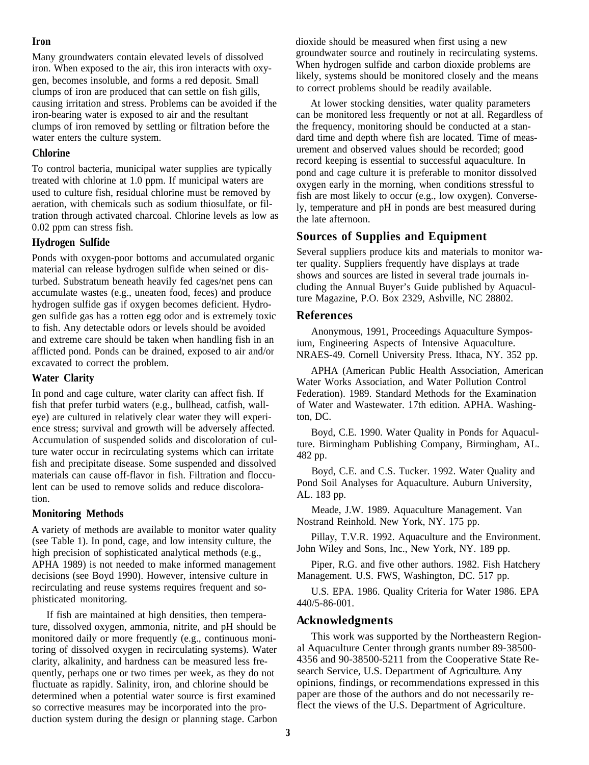### Iron

Many groundwaters contain elevated levels of dissolved iron. When exposed to the air, this iron interacts with oxygen, becomes insoluble, and forms a red deposit. Small clumps of iron are produced that can settle on fish gills, causing irritation and stress. Problems can be avoided if the iron-bearing water is exposed to air and the resultant clumps of iron removed by settling or filtration before the water enters the culture system.

### Chlorine

To control bacteria, municipal water supplies are typically treated with chlorine at 1.0 ppm. If municipal waters are used to culture fish, residual chlorine must be removed by aeration, with chemicals such as sodium thiosulfate, or filtration through activated charcoal. Chlorine levels as low as 0.02 ppm can stress fish.

### Hydrogen Sulfide

Ponds with oxygen-poor bottoms and accumulated organic material can release hydrogen sulfide when seined or disturbed. Substratum beneath heavily fed cages/net pens can accumulate wastes (e.g., uneaten food, feces) and produce hydrogen sulfide gas if oxygen becomes deficient. Hydrogen sulfide gas has a rotten egg odor and is extremely toxic to fish. Any detectable odors or levels should be avoided and extreme care should be taken when handling fish in an afflicted pond. Ponds can be drained, exposed to air and/or excavated to correct the problem.

### Water Clarity

In pond and cage culture, water clarity can affect fish. If fish that prefer turbid waters (e.g., bullhead, catfish, walleye) are cultured in relatively clear water they will experience stress; survival and growth will be adversely affected. Accumulation of suspended solids and discoloration of culture water occur in recirculating systems which can irritate fish and precipitate disease. Some suspended and dissolved materials can cause off-flavor in fish. Filtration and flocculent can be used to remove solids and reduce discoloration.

### Monitoring Methods

A variety of methods are available to monitor water quality (see Table 1). In pond, cage, and low intensity culture, the high precision of sophisticated analytical methods (e.g., APHA 1989) is not needed to make informed management decisions (see Boyd 1990). However, intensive culture in recirculating and reuse systems requires frequent and sophisticated monitoring.

If fish are maintained at high densities, then temperature, dissolved oxygen, ammonia, nitrite, and pH should be monitored daily or more frequently (e.g., continuous monitoring of dissolved oxygen in recirculating systems). Water clarity, alkalinity, and hardness can be measured less frequently, perhaps one or two times per week, as they do not fluctuate as rapidly. Salinity, iron, and chlorine should be determined when a potential water source is first examined so corrective measures may be incorporated into the production system during the design or planning stage. Carbon dioxide should be measured when first using a new groundwater source and routinely in recirculating systems. When hydrogen sulfide and carbon dioxide problems are likely, systems should be monitored closely and the means to correct problems should be readily available.

At lower stocking densities, water quality parameters can be monitored less frequently or not at all. Regardless of the frequency, monitoring should be conducted at a standard time and depth where fish are located. Time of measurement and observed values should be recorded; good record keeping is essential to successful aquaculture. In pond and cage culture it is preferable to monitor dissolved oxygen early in the morning, when conditions stressful to fish are most likely to occur (e.g., low oxygen). Conversely, temperature and pH in ponds are best measured during the late afternoon.

## Sources of Supplies and Equipment

Several suppliers produce kits and materials to monitor water quality. Suppliers frequently have displays at trade shows and sources are listed in several trade journals including the Annual Buyer's Guide published by Aquaculture Magazine, P.O. Box 2329, Ashville, NC 28802.

## References

Anonymous, 1991, Proceedings Aquaculture Symposium, Engineering Aspects of Intensive Aquaculture. NRAES-49. Cornell University Press. Ithaca, NY. 352 pp.

APHA (American Public Health Association, American Water Works Association, and Water Pollution Control Federation). 1989. Standard Methods for the Examination of Water and Wastewater. 17th edition. APHA. Washington, DC.

Boyd, C.E. 1990. Water Quality in Ponds for Aquaculture. Birmingham Publishing Company, Birmingham, AL. 482 pp.

Boyd, C.E. and C.S. Tucker. 1992. Water Quality and Pond Soil Analyses for Aquaculture. Auburn University, AL. 183 pp.

Meade, J.W. 1989. Aquaculture Management. Van Nostrand Reinhold. New York, NY. 175 pp.

Pillay, T.V.R. 1992. Aquaculture and the Environment. John Wiley and Sons, Inc., New York, NY. 189 pp.

Piper, R.G. and five other authors. 1982. Fish Hatchery Management. U.S. FWS, Washington, DC. 517 pp.

U.S. EPA. 1986. Quality Criteria for Water 1986. EPA 440/5-86-001.

## Acknowledgments

This work was supported by the Northeastern Regional Aquaculture Center through grants number 89-38500-4356 and 90-38500-5211 from the Cooperative State Research Service, U.S. Department of Agriculture. Any opinions, findings, or recommendations expressed in this paper are those of the authors and do not necessarily reflect the views of the U.S. Department of Agriculture.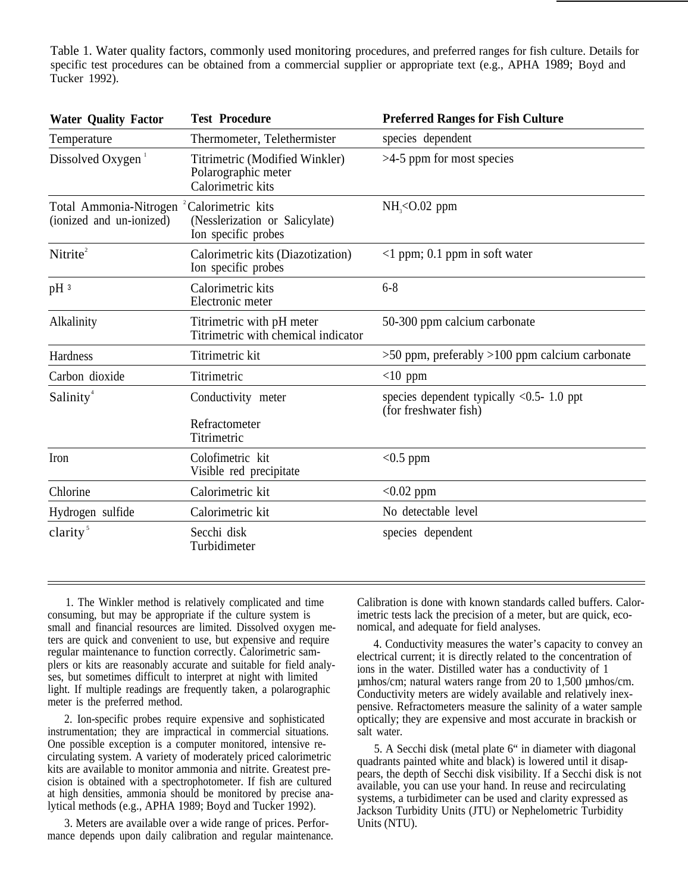Table 1. Water quality factors, commonly used monitoring procedures, and preferred ranges for fish culture. Details for specific test procedures can be obtained from a commercial supplier or appropriate text (e.g., APHA 1989; Boyd and Tucker 1992).

| Water Quality Factor | Test Procedure | Preferred Ranges for Fish Culture |
|---|---|---|
| Temperature | Thermometer, Telethermister | species dependent |
| Dissolved Oxygen [1] | Titrimetric (Modified Winkler)<br>Polarographic meter<br>Calorimetric kits | >4-5 ppm for most species |
| Total Ammonia-Nitrogen (ionized and un-ionized) [2] | Calorimetric kits<br>(Nesslerization or Salicylate)<br>Ion specific probes | $NH_3$<O.02 ppm |
| Nitrite [2] | Calorimetric kits (Diazotization)<br>Ion specific probes | <1 ppm; 0.1 ppm in soft water |
| pH [3] | Calorimetric kits<br>Electronic meter | 6-8 |
| Alkalinity | Titrimetric with pH meter<br>Titrimetric with chemical indicator | 50-300 ppm calcium carbonate |
| Hardness | Titrimetric kit | >50 ppm, preferably >100 ppm calcium carbonate |
| Carbon dioxide | Titrimetric | <10 ppm |
| Salinity [4] | Conductivity meter<br>Refractometer<br>Titrimetric | species dependent typically <0.5- 1.0 ppt (for freshwater fish) |
| Iron | Colofimetric kit<br>Visible red precipitate | <0.5 ppm |
| Chlorine | Calorimetric kit | <0.02 ppm |
| Hydrogen sulfide | Calorimetric kit | No detectable level |
| clarity [5] | Secchi disk<br>Turbidimeter | species dependent |

1. The Winkler method is relatively complicated and time consuming, but may be appropriate if the culture system is small and financial resources are limited. Dissolved oxygen meters are quick and convenient to use, but expensive and require regular maintenance to function correctly. Calorimetric samplers or kits are reasonably accurate and suitable for field analyses, but sometimes difficult to interpret at night with limited light. If multiple readings are frequently taken, a polarographic meter is the preferred method.

2. Ion-specific probes require expensive and sophisticated instrumentation; they are impractical in commercial situations. One possible exception is a computer monitored, intensive recirculating system. A variety of moderately priced calorimetric kits are available to monitor ammonia and nitrite. Greatest precision is obtained with a spectrophotometer. If fish are cultured at high densities, ammonia should be monitored by precise analytical methods (e.g., APHA 1989; Boyd and Tucker 1992).

3. Meters are available over a wide range of prices. Performance depends upon daily calibration and regular maintenance. Calibration is done with known standards called buffers. Calorimetric tests lack the precision of a meter, but are quick, economical, and adequate for field analyses.

4. Conductivity measures the water's capacity to convey an electrical current; it is directly related to the concentration of ions in the water. Distilled water has a conductivity of 1 µmhos/cm; natural waters range from 20 to 1,500 µmhos/cm. Conductivity meters are widely available and relatively inexpensive. Refractometers measure the salinity of a water sample optically; they are expensive and most accurate in brackish or salt water.

5. A Secchi disk (metal plate 6" in diameter with diagonal quadrants painted white and black) is lowered until it disappears, the depth of Secchi disk visibility. If a Secchi disk is not available, you can use your hand. In reuse and recirculating systems, a turbidimeter can be used and clarity expressed as Jackson Turbidity Units (JTU) or Nephelometric Turbidity Units (NTU).